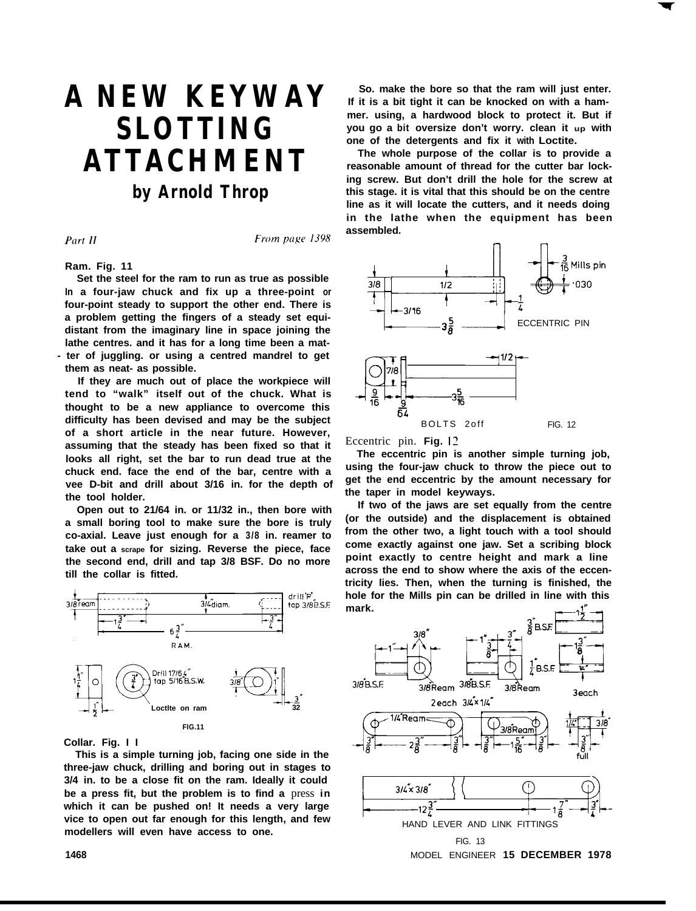# A NEW KEYWAY SLOTTING ATTACHMENT

## by Arnold Throp

*Part II* *From page 1398*

**Ram. Fig. 11**

**Set the steel for the ram to run as true as possible in a four-jaw chuck and fix up a three-point or four-point steady to support the other end. There is a problem getting the fingers of a steady set equidistant from the imaginary line in space joining the lathe centres. and it has for a long time been a matter of juggling. or using a centred mandrel to get them as neat- as possible.**

**If they are much out of place the workpiece will tend to "walk" itself out of the chuck. What is thought to be a new appliance to overcome this difficulty has been devised and may be the subject of a short article in the near future. However, assuming that the steady has been fixed so that it looks all right, set the bar to run dead true at the chuck end. face the end of the bar, centre with a vee D-bit and drill about 3/16 in. for the depth of the tool holder.**

**Open out to 21/64 in. or 11/32 in., then bore with a small boring tool to make sure the bore is truly co-axial. Leave just enough for a 3/8 in. reamer to take out a scrape for sizing. Reverse the piece, face the second end, drill and tap 3/8 BSF. Do no more till the collar is fitted.**

FIG.11

**Collar. Fig. 11**

**This is a simple turning job, facing one side in the three-jaw chuck, drilling and boring out in stages to 3/4 in. to be a close fit on the ram. Ideally it could be a press fit, but the problem is to find a press in which it can be pushed on! It needs a very large vice to open out far enough for this length, and few modellers will even have access to one.**

**So. make the bore so that the ram will just enter. If it is a bit tight it can be knocked on with a hammer. using, a hardwood block to protect it. But if you go a bit oversize don't worry. clean it up with one of the detergents and fix it with Loctite.**

**The whole purpose of the collar is to provide a reasonable amount of thread for the cutter bar locking screw. But don't drill the hole for the screw at this stage. it is vital that this should be on the centre line as it will locate the cutters, and it needs doing in the lathe when the equipment has been assembled.**

FIG. 12

Eccentric pin. **Fig. 12**

**The eccentric pin is another simple turning job, using the four-jaw chuck to throw the piece out to get the end eccentric by the amount necessary for the taper in model keyways.**

**If two of the jaws are set equally from the centre (or the outside) and the displacement is obtained from the other two, a light touch with a tool should come exactly against one jaw. Set a scribing block point exactly to centre height and mark a line across the end to show where the axis of the eccentricity lies. Then, when the turning is finished, the hole for the Mills pin can be drilled in line with this mark.**

HAND LEVER AND LINK FITTINGS

FIG. 13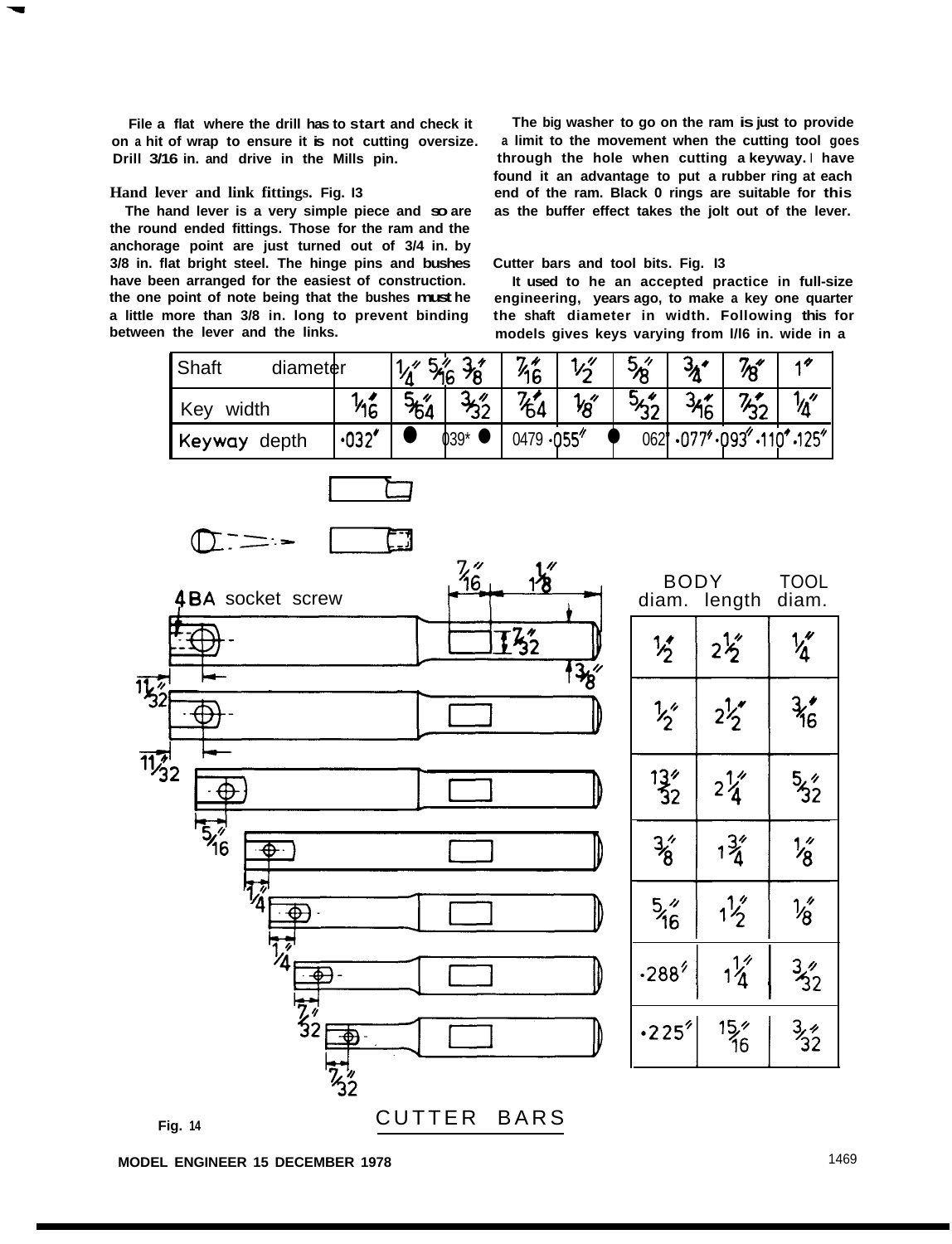File a flat where the drill has to start and check it on a bit of wrap to ensure it is not cutting oversize. Drill 3/16 in. and drive in the Mills pin.

**Hand lever and link fittings. Fig. 13**

The hand lever is a very simple piece and so are the round ended fittings. Those for the ram and the anchorage point are just turned out of 3/4 in. by 3/8 in. flat bright steel. The hinge pins and bushes have been arranged for the easiest of construction, the one point of note being that the bushes must be a little more than 3/8 in. long to prevent binding between the lever and the links.

The big washer to go on the ram is just to provide a limit to the movement when the cutting tool goes through the hole when cutting a keyway. I have found it an advantage to put a rubber ring at each end of the ram. Black 0 rings are suitable for this as the buffer effect takes the jolt out of the lever.

**Cutter bars and tool bits. Fig. 13**

It used to be an accepted practice in full-size engineering, years ago, to make a key one quarter the shaft diameter in width. Following this for models gives keys varying from 1/16 in. wide in a

| Shaft diameter | 1/4" | 5/16" | 3/8" | 7/16" | 1/2" | 5/8" | 3/4" | 7/8" | 1" |
|---|---|---|---|---|---|---|---|---|---|
| Key width | 1/16 | 5/64" | 3/32" | 7/64 | 1/8" | 5/32 | 3/16 | 7/32 | 1/4" |
| Keyway depth | ·032" | ·039" | ·047" | ·055" | ·062" | ·077" | ·093" | ·110" | ·125" |

4BA socket screw

| BODY diam. | BODY length | TOOL diam. |
|---|---|---|
| 1/2" | 2 1/2" | 1/4" |
| 1/2" | 2 1/2" | 3/16" |
| 13/32" | 2 1/4" | 5/32" |
| 3/8" | 1 3/4" | 1/8" |
| 5/16" | 1 1/2" | 1/8" |
| ·288" | 1 1/4" | 3/32" |
| ·225" | 15/16" | 3/32" |

Fig. 14 CUTTER BARS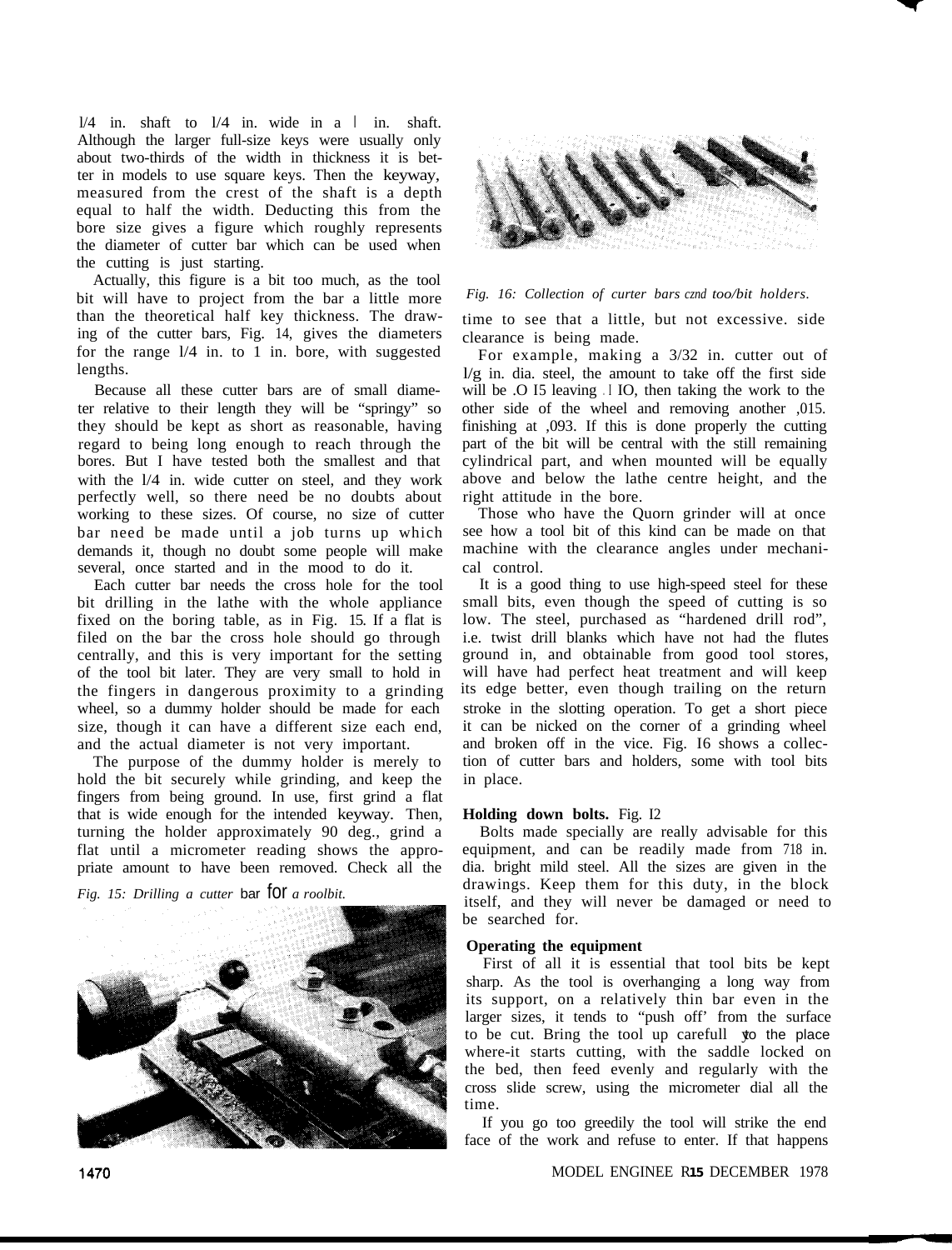l/4 in. shaft to l/4 in. wide in a l in. shaft. Although the larger full-size keys were usually only about two-thirds of the width in thickness it is better in models to use square keys. Then the keyway, measured from the crest of the shaft is a depth equal to half the width. Deducting this from the bore size gives a figure which roughly represents the diameter of cutter bar which can be used when the cutting is just starting.

Actually, this figure is a bit too much, as the tool bit will have to project from the bar a little more than the theoretical half key thickness. The drawing of the cutter bars, Fig. 14, gives the diameters for the range l/4 in. to 1 in. bore, with suggested lengths.

Because all these cutter bars are of small diameter relative to their length they will be "springy" so they should be kept as short as reasonable, having regard to being long enough to reach through the bores. But I have tested both the smallest and that with the l/4 in. wide cutter on steel, and they work perfectly well, so there need be no doubts about working to these sizes. Of course, no size of cutter bar need be made until a job turns up which demands it, though no doubt some people will make several, once started and in the mood to do it.

Each cutter bar needs the cross hole for the tool bit drilling in the lathe with the whole appliance fixed on the boring table, as in Fig. 15. If a flat is filed on the bar the cross hole should go through centrally, and this is very important for the setting of the tool bit later. They are very small to hold in the fingers in dangerous proximity to a grinding wheel, so a dummy holder should be made for each size, though it can have a different size each end, and the actual diameter is not very important.

The purpose of the dummy holder is merely to hold the bit securely while grinding, and keep the fingers from being ground. In use, first grind a flat that is wide enough for the intended keyway. Then, turning the holder approximately 90 deg., grind a flat until a micrometer reading shows the appropriate amount to have been removed. Check all the time to see that a little, but not excessive. side clearance is being made.

*Fig. 15: Drilling a cutter bar for a roolbit.*

*Fig. 16: Collection of curter bars cznd too/bit holders.*

For example, making a 3/32 in. cutter out of l/g in. dia. steel, the amount to take off the first side will be .O I5 leaving .l IO, then taking the work to the other side of the wheel and removing another ,015. finishing at ,093. If this is done properly the cutting part of the bit will be central with the still remaining cylindrical part, and when mounted will be equally above and below the lathe centre height, and the right attitude in the bore.

Those who have the Quorn grinder will at once see how a tool bit of this kind can be made on that machine with the clearance angles under mechanical control.

It is a good thing to use high-speed steel for these small bits, even though the speed of cutting is so low. The steel, purchased as "hardened drill rod", i.e. twist drill blanks which have not had the flutes ground in, and obtainable from good tool stores, will have had perfect heat treatment and will keep its edge better, even though trailing on the return stroke in the slotting operation. To get a short piece it can be nicked on the corner of a grinding wheel and broken off in the vice. Fig. I6 shows a collection of cutter bars and holders, some with tool bits in place.

**Holding down bolts.** Fig. I2

Bolts made specially are really advisable for this equipment, and can be readily made from 718 in. dia. bright mild steel. All the sizes are given in the drawings. Keep them for this duty, in the block itself, and they will never be damaged or need to be searched for.

### Operating the equipment

First of all it is essential that tool bits be kept sharp. As the tool is overhanging a long way from its support, on a relatively thin bar even in the larger sizes, it tends to "push off' from the surface to be cut. Bring the tool up carefull yto the place where-it starts cutting, with the saddle locked on the bed, then feed evenly and regularly with the cross slide screw, using the micrometer dial all the time.

If you go too greedily the tool will strike the end face of the work and refuse to enter. If that happens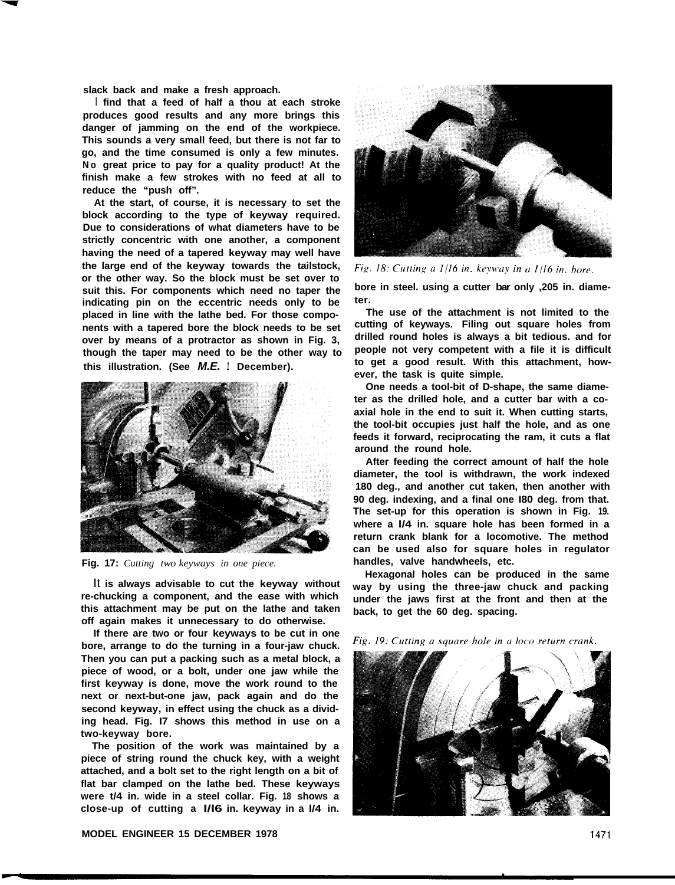slack back and make a fresh approach.

I find that a feed of half a thou at each stroke produces good results and any more brings this danger of jamming on the end of the workpiece. This sounds a very small feed, but there is not far to go, and the time consumed is only a few minutes. No great price to pay for a quality product! At the finish make a few strokes with no feed at all to reduce the "push off".

At the start, of course, it is necessary to set the block according to the type of keyway required. Due to considerations of what diameters have to be strictly concentric with one another, a component having the need of a tapered keyway may well have the large end of the keyway towards the tailstock, or the other way. So the block must be set over to suit this. For components which need no taper the indicating pin on the eccentric needs only to be placed in line with the lathe bed. For those components with a tapered bore the block needs to be set over by means of a protractor as shown in Fig. 3, though the taper may need to be the other way to this illustration. (See *M.E.* 1 December).

**Fig. 17:** *Cutting two keyways in one piece.*

It is always advisable to cut the keyway without re-chucking a component, and the ease with which this attachment may be put on the lathe and taken off again makes it unnecessary to do otherwise.

If there are two or four keyways to be cut in one bore, arrange to do the turning in a four-jaw chuck. Then you can put a packing such as a metal block, a piece of wood, or a bolt, under one jaw while the first keyway is done, move the work round to the next or next-but-one jaw, pack again and do the second keyway, in effect using the chuck as a dividing head. Fig. 17 shows this method in use on a two-keyway bore.

The position of the work was maintained by a piece of string round the chuck key, with a weight attached, and a bolt set to the right length on a bit of flat bar clamped on the lathe bed. These keyways were 1/4 in. wide in a steel collar. Fig. 18 shows a close-up of cutting a 1/16 in. keyway in a 1/4 in.

*Fig. 18: Cutting a 1/16 in. keyway in a 1/16 in. bore.*

bore in steel. using a cutter bar only ,205 in. diameter.

The use of the attachment is not limited to the cutting of keyways. Filing out square holes from drilled round holes is always a bit tedious. and for people not very competent with a file it is difficult to get a good result. With this attachment, however, the task is quite simple.

One needs a tool-bit of D-shape, the same diameter as the drilled hole, and a cutter bar with a co-axial hole in the end to suit it. When cutting starts, the tool-bit occupies just half the hole, and as one feeds it forward, reciprocating the ram, it cuts a flat around the round hole.

After feeding the correct amount of half the hole diameter, the tool is withdrawn, the work indexed 180 deg., and another cut taken, then another with 90 deg. indexing, and a final one 180 deg. from that. The set-up for this operation is shown in Fig. 19. where a 1/4 in. square hole has been formed in a return crank blank for a locomotive. The method can be used also for square holes in regulator handles, valve handwheels, etc.

Hexagonal holes can be produced in the same way by using the three-jaw chuck and packing under the jaws first at the front and then at the back, to get the 60 deg. spacing.

*Fig. 19: Cutting a square hole in a loco return crank.*